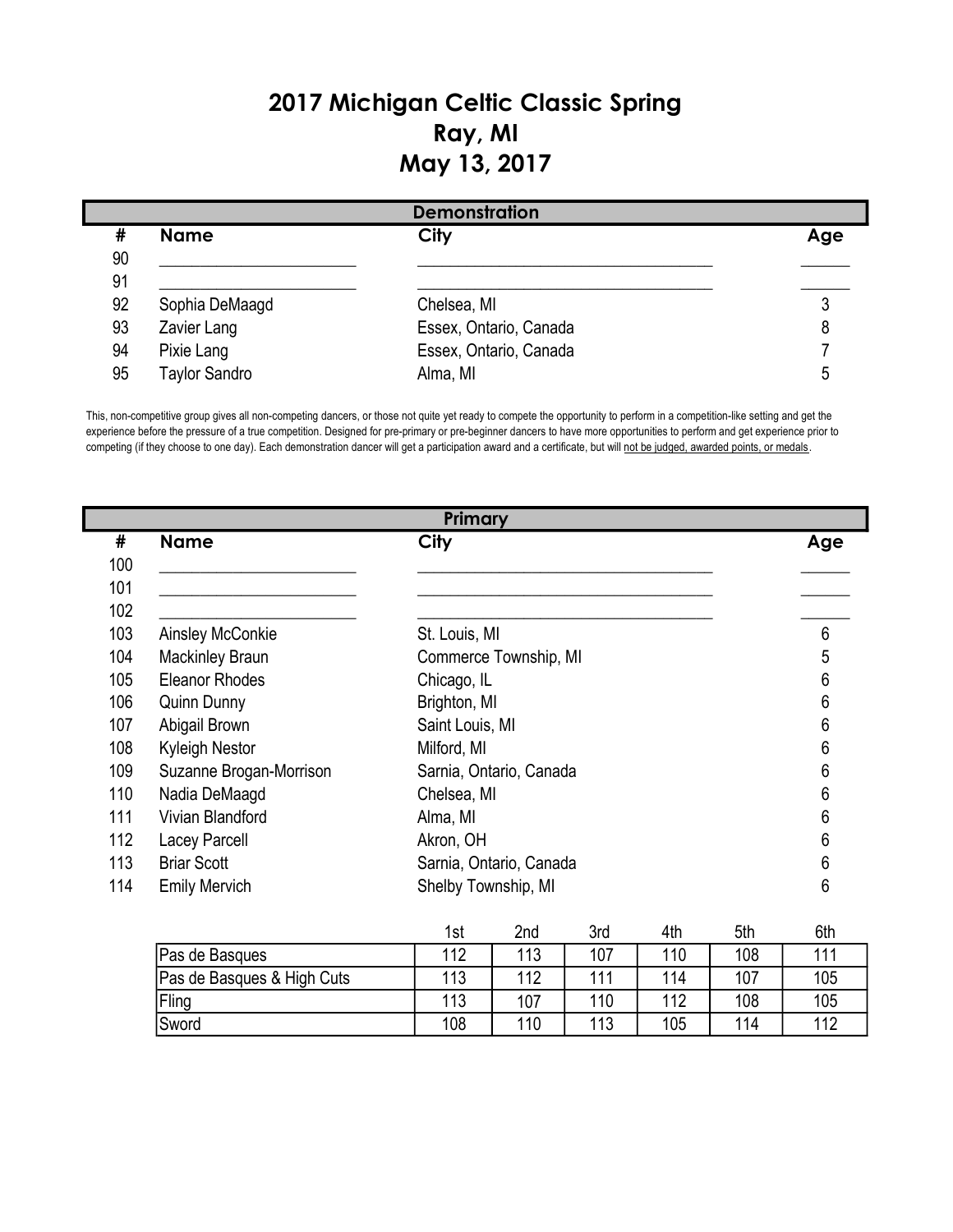# 2017 Michigan Celtic Classic Spring
# Ray, MI
# May 13, 2017

## Demonstration

| # | Name | City | Age |
|---|---|---|---|
| 90 | ______________________ | ________________________________ | ______ |
| 91 | ______________________ | ________________________________ | ______ |
| 92 | Sophia DeMaagd | Chelsea, MI | 3 |
| 93 | Zavier Lang | Essex, Ontario, Canada | 8 |
| 94 | Pixie Lang | Essex, Ontario, Canada | 7 |
| 95 | Taylor Sandro | Alma, MI | 5 |

This, non-competitive group gives all non-competing dancers, or those not quite yet ready to compete the opportunity to perform in a competition-like setting and get the experience before the pressure of a true competition. Designed for pre-primary or pre-beginner dancers to have more opportunities to perform and get experience prior to competing (if they choose to one day). Each demonstration dancer will get a participation award and a certificate, but will <u>not be judged, awarded points, or medals</u>.

## Primary

| # | Name | City | Age |
|---|---|---|---|
| 100 | ______________________ | ________________________________ | ______ |
| 101 | ______________________ | ________________________________ | ______ |
| 102 | ______________________ | ________________________________ | ______ |
| 103 | Ainsley McConkie | St. Louis, MI | 6 |
| 104 | Mackinley Braun | Commerce Township, MI | 5 |
| 105 | Eleanor Rhodes | Chicago, IL | 6 |
| 106 | Quinn Dunny | Brighton, MI | 6 |
| 107 | Abigail Brown | Saint Louis, MI | 6 |
| 108 | Kyleigh Nestor | Milford, MI | 6 |
| 109 | Suzanne Brogan-Morrison | Sarnia, Ontario, Canada | 6 |
| 110 | Nadia DeMaagd | Chelsea, MI | 6 |
| 111 | Vivian Blandford | Alma, MI | 6 |
| 112 | Lacey Parcell | Akron, OH | 6 |
| 113 | Briar Scott | Sarnia, Ontario, Canada | 6 |
| 114 | Emily Mervich | Shelby Township, MI | 6 |

| | 1st | 2nd | 3rd | 4th | 5th | 6th |
|---|---|---|---|---|---|---|
| Pas de Basques | 112 | 113 | 107 | 110 | 108 | 111 |
| Pas de Basques & High Cuts | 113 | 112 | 111 | 114 | 107 | 105 |
| Fling | 113 | 107 | 110 | 112 | 108 | 105 |
| Sword | 108 | 110 | 113 | 105 | 114 | 112 |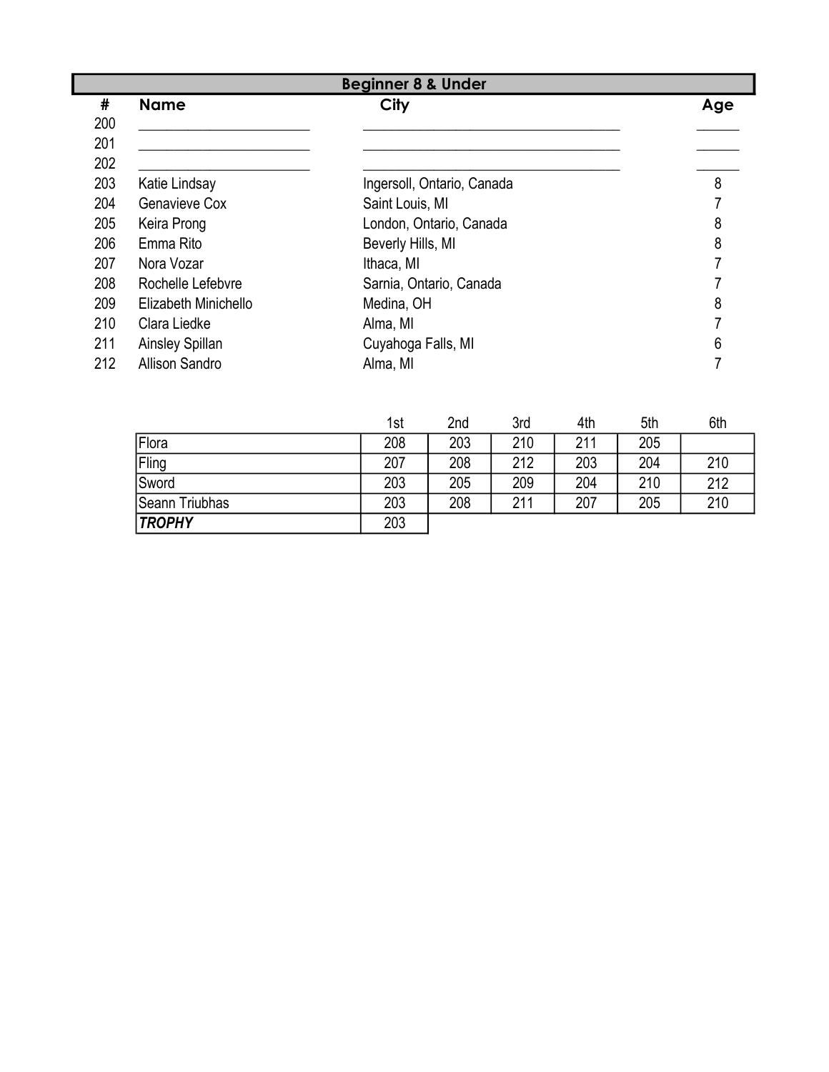## Beginner 8 & Under

| # | Name | City | Age |
|---|---|---|---|
| 200 | | | |
| 201 | | | |
| 202 | | | |
| 203 | Katie Lindsay | Ingersoll, Ontario, Canada | 8 |
| 204 | Genavieve Cox | Saint Louis, MI | 7 |
| 205 | Keira Prong | London, Ontario, Canada | 8 |
| 206 | Emma Rito | Beverly Hills, MI | 8 |
| 207 | Nora Vozar | Ithaca, MI | 7 |
| 208 | Rochelle Lefebvre | Sarnia, Ontario, Canada | 7 |
| 209 | Elizabeth Minichello | Medina, OH | 8 |
| 210 | Clara Liedke | Alma, MI | 7 |
| 211 | Ainsley Spillan | Cuyahoga Falls, MI | 6 |
| 212 | Allison Sandro | Alma, MI | 7 |

| | 1st | 2nd | 3rd | 4th | 5th | 6th |
|---|---|---|---|---|---|---|
| Flora | 208 | 203 | 210 | 211 | 205 | |
| Fling | 207 | 208 | 212 | 203 | 204 | 210 |
| Sword | 203 | 205 | 209 | 204 | 210 | 212 |
| Seann Triubhas | 203 | 208 | 211 | 207 | 205 | 210 |
| ***TROPHY*** | 203 | | | | | |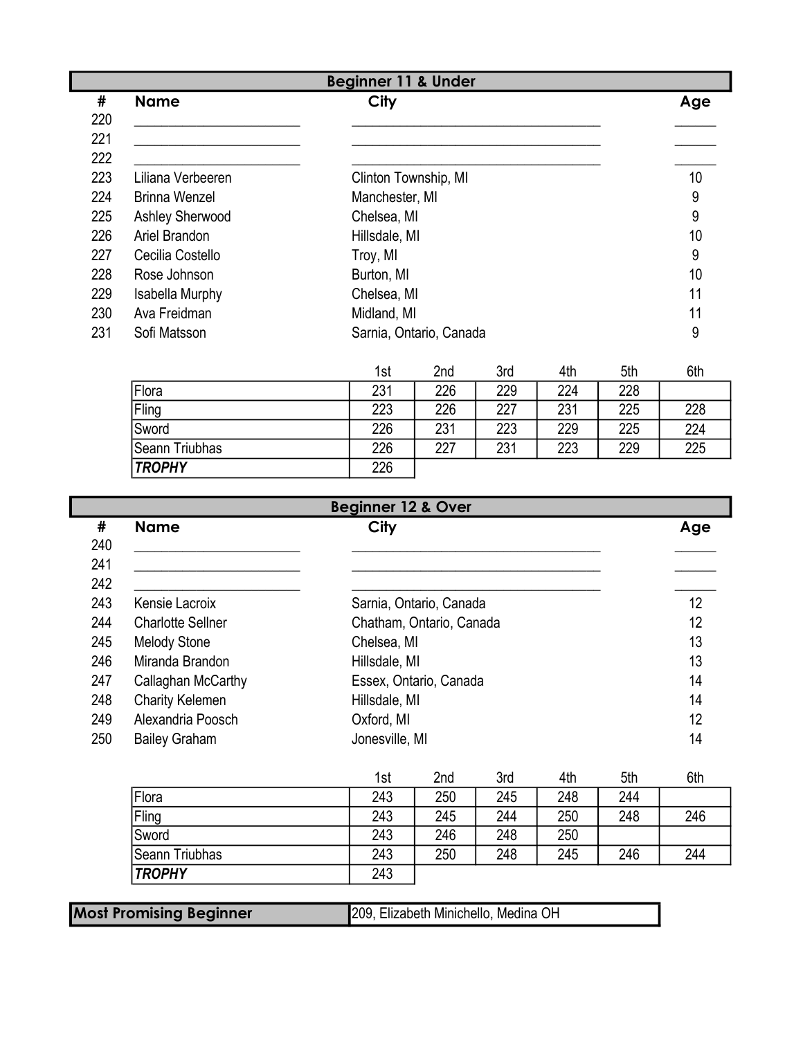## Beginner 11 & Under

| # | Name | City | Age |
|---|---|---|---|
| 220 | ________________ | ________________ | ____ |
| 221 | ________________ | ________________ | ____ |
| 222 | ________________ | ________________ | ____ |
| 223 | Liliana Verbeeren | Clinton Township, MI | 10 |
| 224 | Brinna Wenzel | Manchester, MI | 9 |
| 225 | Ashley Sherwood | Chelsea, MI | 9 |
| 226 | Ariel Brandon | Hillsdale, MI | 10 |
| 227 | Cecilia Costello | Troy, MI | 9 |
| 228 | Rose Johnson | Burton, MI | 10 |
| 229 | Isabella Murphy | Chelsea, MI | 11 |
| 230 | Ava Freidman | Midland, MI | 11 |
| 231 | Sofi Matsson | Sarnia, Ontario, Canada | 9 |

| | 1st | 2nd | 3rd | 4th | 5th | 6th |
|---|---|---|---|---|---|---|
| Flora | 231 | 226 | 229 | 224 | 228 | |
| Fling | 223 | 226 | 227 | 231 | 225 | 228 |
| Sword | 226 | 231 | 223 | 229 | 225 | 224 |
| Seann Triubhas | 226 | 227 | 231 | 223 | 229 | 225 |
| ***TROPHY*** | 226 | | | | | |

## Beginner 12 & Over

| # | Name | City | Age |
|---|---|---|---|
| 240 | ________________ | ________________ | ____ |
| 241 | ________________ | ________________ | ____ |
| 242 | ________________ | ________________ | ____ |
| 243 | Kensie Lacroix | Sarnia, Ontario, Canada | 12 |
| 244 | Charlotte Sellner | Chatham, Ontario, Canada | 12 |
| 245 | Melody Stone | Chelsea, MI | 13 |
| 246 | Miranda Brandon | Hillsdale, MI | 13 |
| 247 | Callaghan McCarthy | Essex, Ontario, Canada | 14 |
| 248 | Charity Kelemen | Hillsdale, MI | 14 |
| 249 | Alexandria Poosch | Oxford, MI | 12 |
| 250 | Bailey Graham | Jonesville, MI | 14 |

| | 1st | 2nd | 3rd | 4th | 5th | 6th |
|---|---|---|---|---|---|---|
| Flora | 243 | 250 | 245 | 248 | 244 | |
| Fling | 243 | 245 | 244 | 250 | 248 | 246 |
| Sword | 243 | 246 | 248 | 250 | | |
| Seann Triubhas | 243 | 250 | 248 | 245 | 246 | 244 |
| ***TROPHY*** | 243 | | | | | |

| **Most Promising Beginner** | 209, Elizabeth Minichello, Medina OH |
|---|---|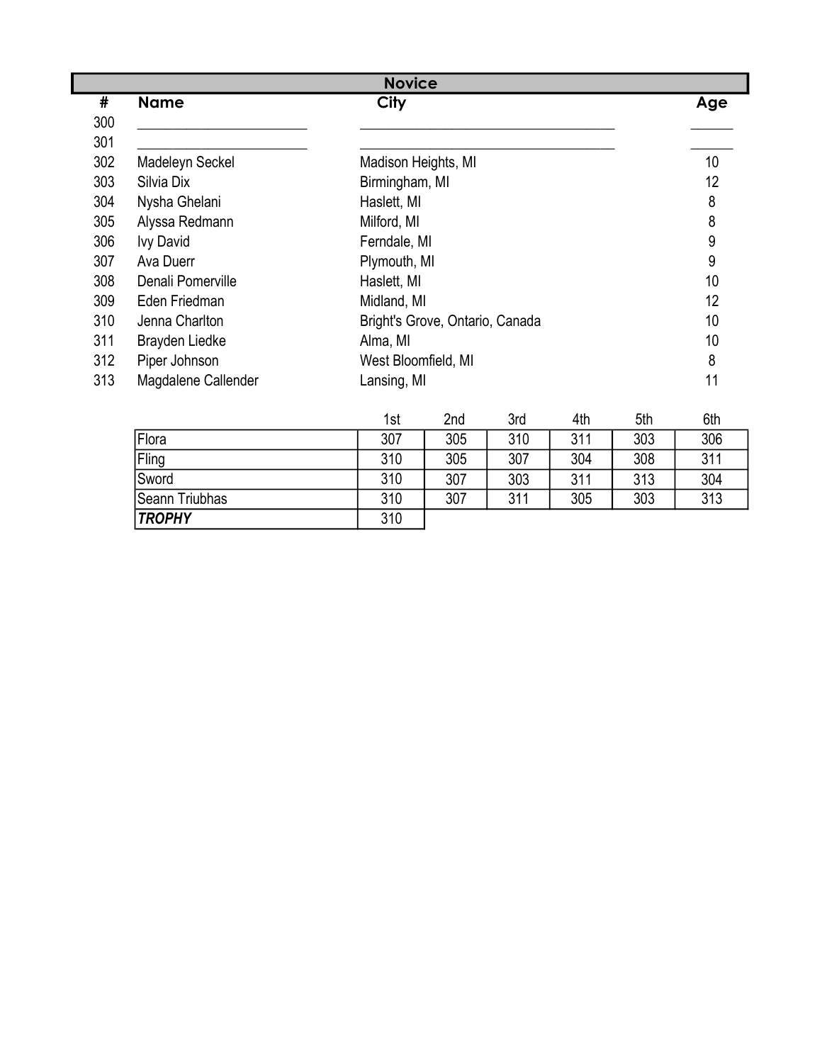## Novice

| # | Name | City | Age |
|---|---|---|---|
| 300 | ________________________ | ____________________________________ | ______ |
| 301 | ________________________ | ____________________________________ | ______ |
| 302 | Madeleyn Seckel | Madison Heights, MI | 10 |
| 303 | Silvia Dix | Birmingham, MI | 12 |
| 304 | Nysha Ghelani | Haslett, MI | 8 |
| 305 | Alyssa Redmann | Milford, MI | 8 |
| 306 | Ivy David | Ferndale, MI | 9 |
| 307 | Ava Duerr | Plymouth, MI | 9 |
| 308 | Denali Pomerville | Haslett, MI | 10 |
| 309 | Eden Friedman | Midland, MI | 12 |
| 310 | Jenna Charlton | Bright's Grove, Ontario, Canada | 10 |
| 311 | Brayden Liedke | Alma, MI | 10 |
| 312 | Piper Johnson | West Bloomfield, MI | 8 |
| 313 | Magdalene Callender | Lansing, MI | 11 |

| | 1st | 2nd | 3rd | 4th | 5th | 6th |
|---|---|---|---|---|---|---|
| Flora | 307 | 305 | 310 | 311 | 303 | 306 |
| Fling | 310 | 305 | 307 | 304 | 308 | 311 |
| Sword | 310 | 307 | 303 | 311 | 313 | 304 |
| Seann Triubhas | 310 | 307 | 311 | 305 | 303 | 313 |
| ***TROPHY*** | 310 | | | | | |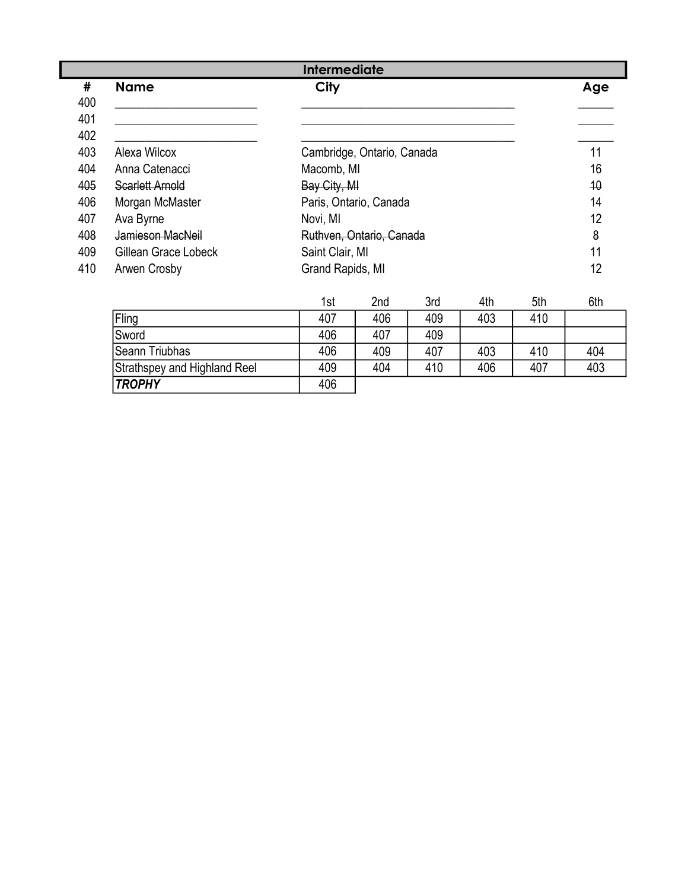## Intermediate

| # | Name | City | Age |
|---|---|---|---|
| 400 | ________________ | ________________ | ____ |
| 401 | ________________ | ________________ | ____ |
| 402 | ________________ | ________________ | ____ |
| 403 | Alexa Wilcox | Cambridge, Ontario, Canada | 11 |
| 404 | Anna Catenacci | Macomb, MI | 16 |
| ~~405~~ | ~~Scarlett Arnold~~ | ~~Bay City, MI~~ | ~~10~~ |
| 406 | Morgan McMaster | Paris, Ontario, Canada | 14 |
| 407 | Ava Byrne | Novi, MI | 12 |
| ~~408~~ | ~~Jamieson MacNeil~~ | ~~Ruthven, Ontario, Canada~~ | ~~8~~ |
| 409 | Gillean Grace Lobeck | Saint Clair, MI | 11 |
| 410 | Arwen Crosby | Grand Rapids, MI | 12 |

| | 1st | 2nd | 3rd | 4th | 5th | 6th |
|---|---|---|---|---|---|---|
| Fling | 407 | 406 | 409 | 403 | 410 | |
| Sword | 406 | 407 | 409 | | | |
| Seann Triubhas | 406 | 409 | 407 | 403 | 410 | 404 |
| Strathspey and Highland Reel | 409 | 404 | 410 | 406 | 407 | 403 |
| ***TROPHY*** | 406 | | | | | |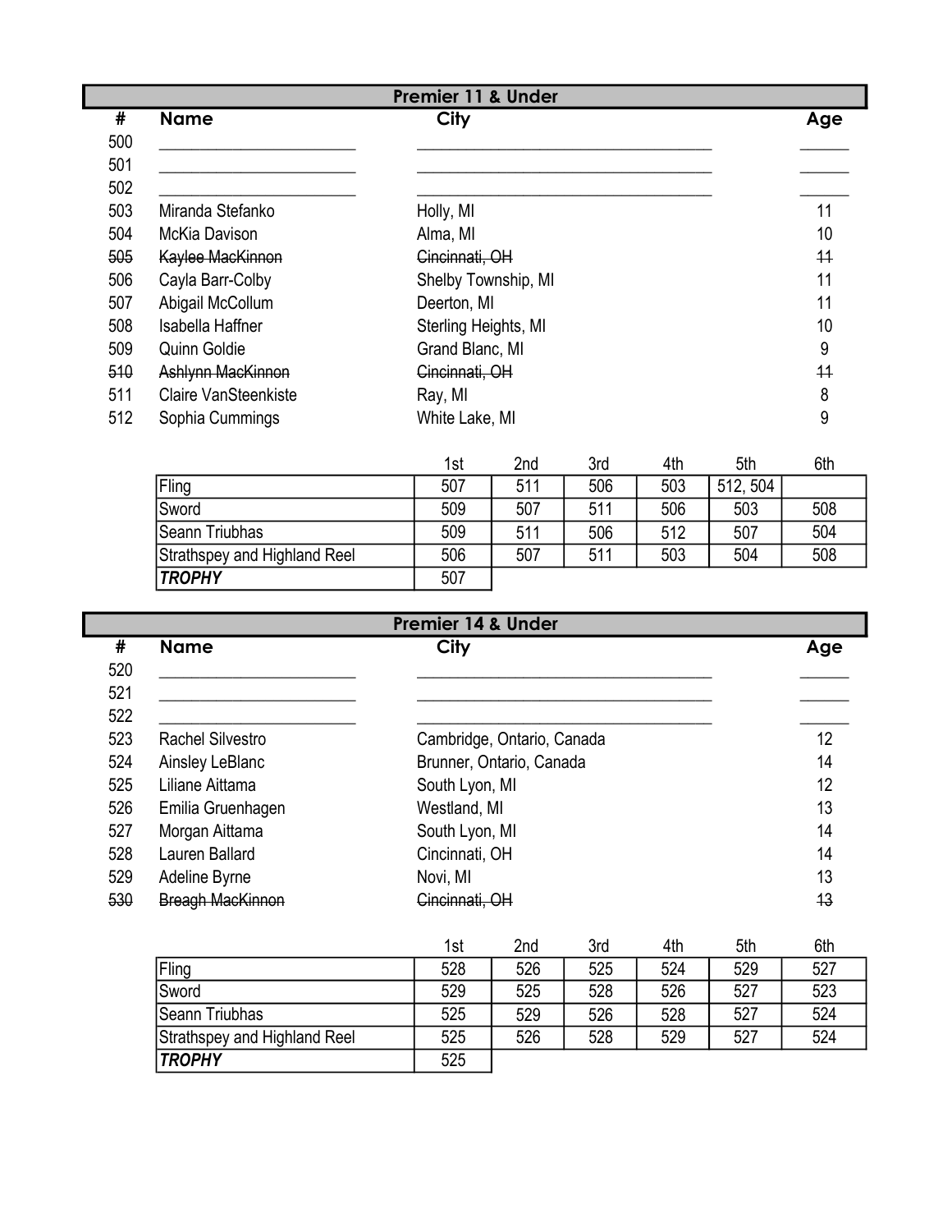## Premier 11 & Under

| # | Name | City | Age |
|---|---|---|---|
| 500 | ________________ | ________________ | ____ |
| 501 | ________________ | ________________ | ____ |
| 502 | ________________ | ________________ | ____ |
| 503 | Miranda Stefanko | Holly, MI | 11 |
| 504 | McKia Davison | Alma, MI | 10 |
| ~~505~~ | ~~Kaylee MacKinnon~~ | ~~Cincinnati, OH~~ | ~~11~~ |
| 506 | Cayla Barr-Colby | Shelby Township, MI | 11 |
| 507 | Abigail McCollum | Deerton, MI | 11 |
| 508 | Isabella Haffner | Sterling Heights, MI | 10 |
| 509 | Quinn Goldie | Grand Blanc, MI | 9 |
| ~~510~~ | ~~Ashlynn MacKinnon~~ | ~~Cincinnati, OH~~ | ~~11~~ |
| 511 | Claire VanSteenkiste | Ray, MI | 8 |
| 512 | Sophia Cummings | White Lake, MI | 9 |

| | 1st | 2nd | 3rd | 4th | 5th | 6th |
|---|---|---|---|---|---|---|
| Fling | 507 | 511 | 506 | 503 | 512, 504 | |
| Sword | 509 | 507 | 511 | 506 | 503 | 508 |
| Seann Triubhas | 509 | 511 | 506 | 512 | 507 | 504 |
| Strathspey and Highland Reel | 506 | 507 | 511 | 503 | 504 | 508 |
| ***TROPHY*** | 507 | | | | | |

## Premier 14 & Under

| # | Name | City | Age |
|---|---|---|---|
| 520 | ________________ | ________________ | ____ |
| 521 | ________________ | ________________ | ____ |
| 522 | ________________ | ________________ | ____ |
| 523 | Rachel Silvestro | Cambridge, Ontario, Canada | 12 |
| 524 | Ainsley LeBlanc | Brunner, Ontario, Canada | 14 |
| 525 | Liliane Aittama | South Lyon, MI | 12 |
| 526 | Emilia Gruenhagen | Westland, MI | 13 |
| 527 | Morgan Aittama | South Lyon, MI | 14 |
| 528 | Lauren Ballard | Cincinnati, OH | 14 |
| 529 | Adeline Byrne | Novi, MI | 13 |
| ~~530~~ | ~~Breagh MacKinnon~~ | ~~Cincinnati, OH~~ | ~~13~~ |

| | 1st | 2nd | 3rd | 4th | 5th | 6th |
|---|---|---|---|---|---|---|
| Fling | 528 | 526 | 525 | 524 | 529 | 527 |
| Sword | 529 | 525 | 528 | 526 | 527 | 523 |
| Seann Triubhas | 525 | 529 | 526 | 528 | 527 | 524 |
| Strathspey and Highland Reel | 525 | 526 | 528 | 529 | 527 | 524 |
| ***TROPHY*** | 525 | | | | | |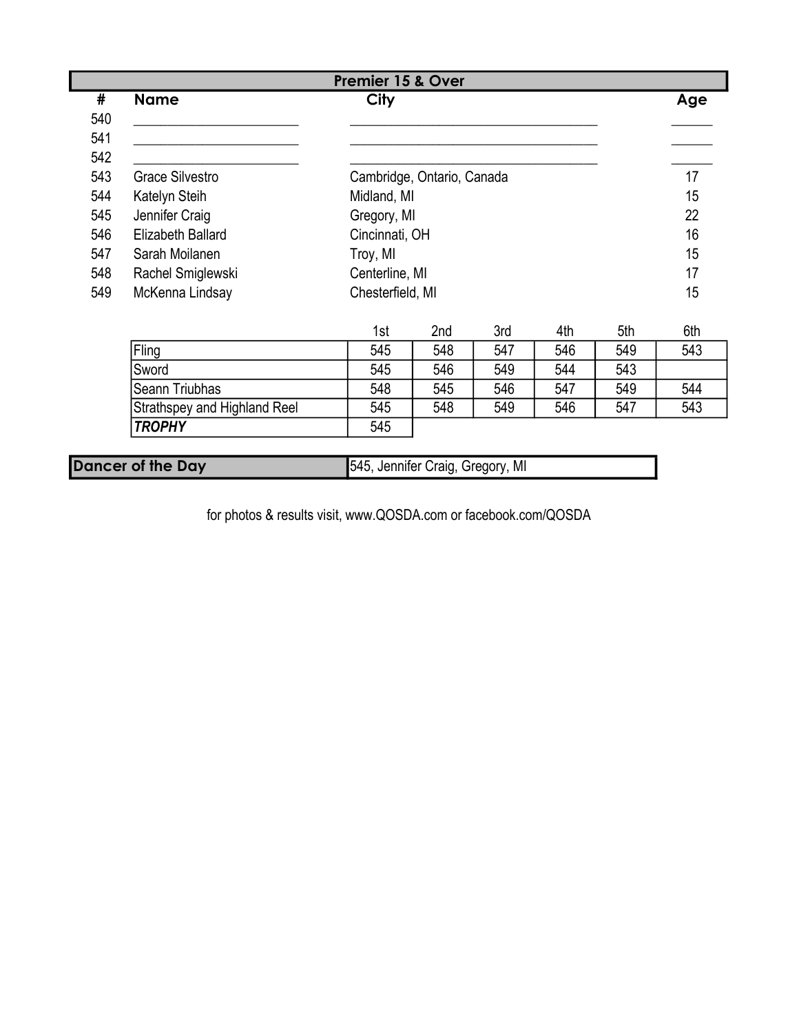## Premier 15 & Over

| # | Name | City | Age |
|---|---|---|---|
| 540 | ____________________ | ______________________________ | _____ |
| 541 | ____________________ | ______________________________ | _____ |
| 542 | ____________________ | ______________________________ | _____ |
| 543 | Grace Silvestro | Cambridge, Ontario, Canada | 17 |
| 544 | Katelyn Steih | Midland, MI | 15 |
| 545 | Jennifer Craig | Gregory, MI | 22 |
| 546 | Elizabeth Ballard | Cincinnati, OH | 16 |
| 547 | Sarah Moilanen | Troy, MI | 15 |
| 548 | Rachel Smiglewski | Centerline, MI | 17 |
| 549 | McKenna Lindsay | Chesterfield, MI | 15 |

| | 1st | 2nd | 3rd | 4th | 5th | 6th |
|---|---|---|---|---|---|---|
| Fling | 545 | 548 | 547 | 546 | 549 | 543 |
| Sword | 545 | 546 | 549 | 544 | 543 | |
| Seann Triubhas | 548 | 545 | 546 | 547 | 549 | 544 |
| Strathspey and Highland Reel | 545 | 548 | 549 | 546 | 547 | 543 |
| ***TROPHY*** | 545 | | | | | |

| Dancer of the Day | 545, Jennifer Craig, Gregory, MI |
|---|---|

for photos & results visit, www.QOSDA.com or facebook.com/QOSDA